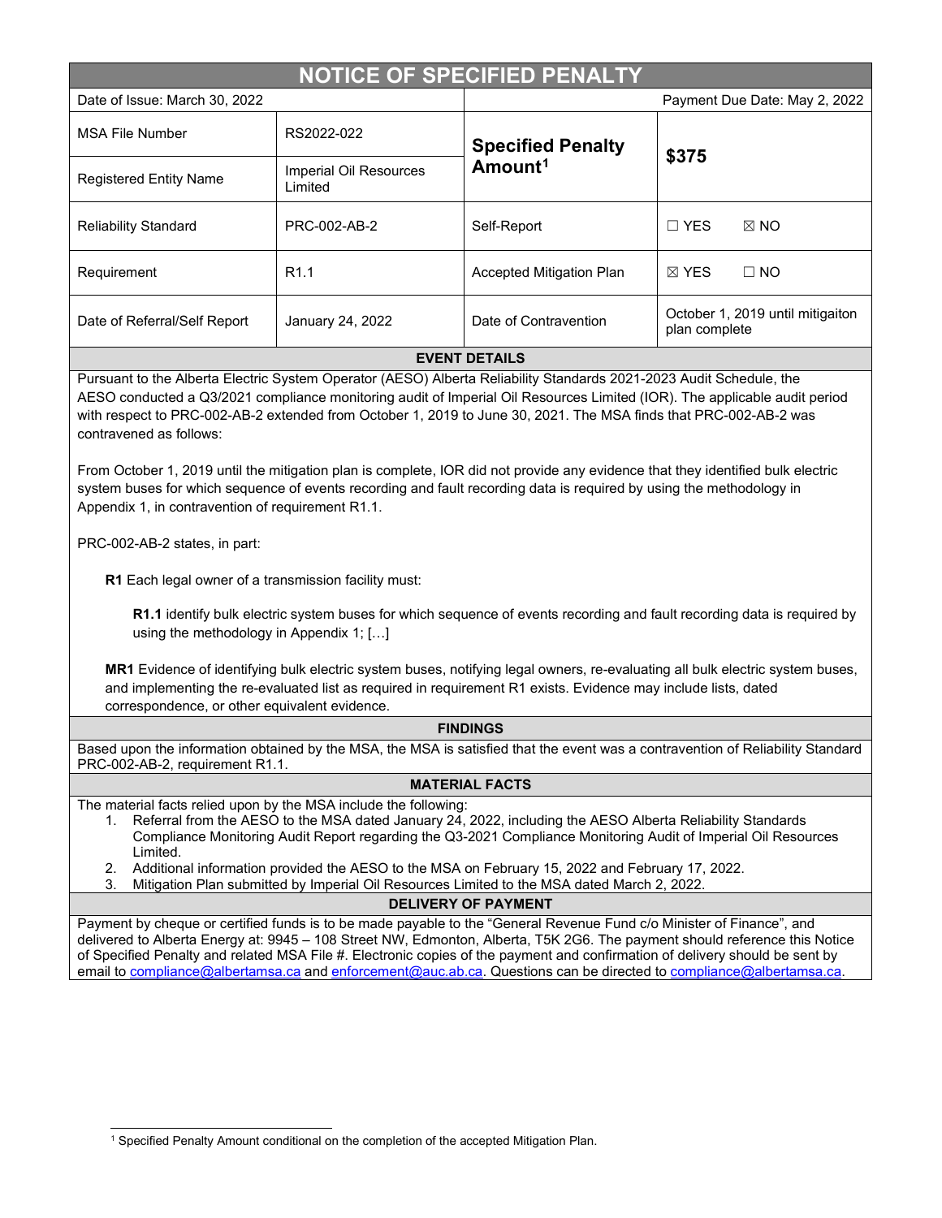# NOTICE OF SPECIFIED PENALTY

| Date of Issue: March 30, 2022 | | Payment Due Date: May 2, 2022 | |
|---|---|---|---|
| MSA File Number | RS2022-022 | **Specified Penalty Amount**[1] | **$375** |
| Registered Entity Name | Imperial Oil Resources Limited | | |
| Reliability Standard | PRC-002-AB-2 | Self-Report | ☐ YES ☒ NO |
| Requirement | R1.1 | Accepted Mitigation Plan | ☒ YES ☐ NO |
| Date of Referral/Self Report | January 24, 2022 | Date of Contravention | October 1, 2019 until mitigaiton plan complete |

## EVENT DETAILS

Pursuant to the Alberta Electric System Operator (AESO) Alberta Reliability Standards 2021-2023 Audit Schedule, the AESO conducted a Q3/2021 compliance monitoring audit of Imperial Oil Resources Limited (IOR). The applicable audit period with respect to PRC-002-AB-2 extended from October 1, 2019 to June 30, 2021. The MSA finds that PRC-002-AB-2 was contravened as follows:

From October 1, 2019 until the mitigation plan is complete, IOR did not provide any evidence that they identified bulk electric system buses for which sequence of events recording and fault recording data is required by using the methodology in Appendix 1, in contravention of requirement R1.1.

PRC-002-AB-2 states, in part:

> **R1** Each legal owner of a transmission facility must:
>
> > **R1.1** identify bulk electric system buses for which sequence of events recording and fault recording data is required by using the methodology in Appendix 1; […]
>
> **MR1** Evidence of identifying bulk electric system buses, notifying legal owners, re-evaluating all bulk electric system buses, and implementing the re-evaluated list as required in requirement R1 exists. Evidence may include lists, dated correspondence, or other equivalent evidence.

## FINDINGS

Based upon the information obtained by the MSA, the MSA is satisfied that the event was a contravention of Reliability Standard PRC-002-AB-2, requirement R1.1.

## MATERIAL FACTS

The material facts relied upon by the MSA include the following:

1. Referral from the AESO to the MSA dated January 24, 2022, including the AESO Alberta Reliability Standards Compliance Monitoring Audit Report regarding the Q3-2021 Compliance Monitoring Audit of Imperial Oil Resources Limited.
2. Additional information provided the AESO to the MSA on February 15, 2022 and February 17, 2022.
3. Mitigation Plan submitted by Imperial Oil Resources Limited to the MSA dated March 2, 2022.

## DELIVERY OF PAYMENT

Payment by cheque or certified funds is to be made payable to the "General Revenue Fund c/o Minister of Finance", and delivered to Alberta Energy at: 9945 – 108 Street NW, Edmonton, Alberta, T5K 2G6. The payment should reference this Notice of Specified Penalty and related MSA File #. Electronic copies of the payment and confirmation of delivery should be sent by email to compliance@albertamsa.ca and enforcement@auc.ab.ca. Questions can be directed to compliance@albertamsa.ca.

---

[1] Specified Penalty Amount conditional on the completion of the accepted Mitigation Plan.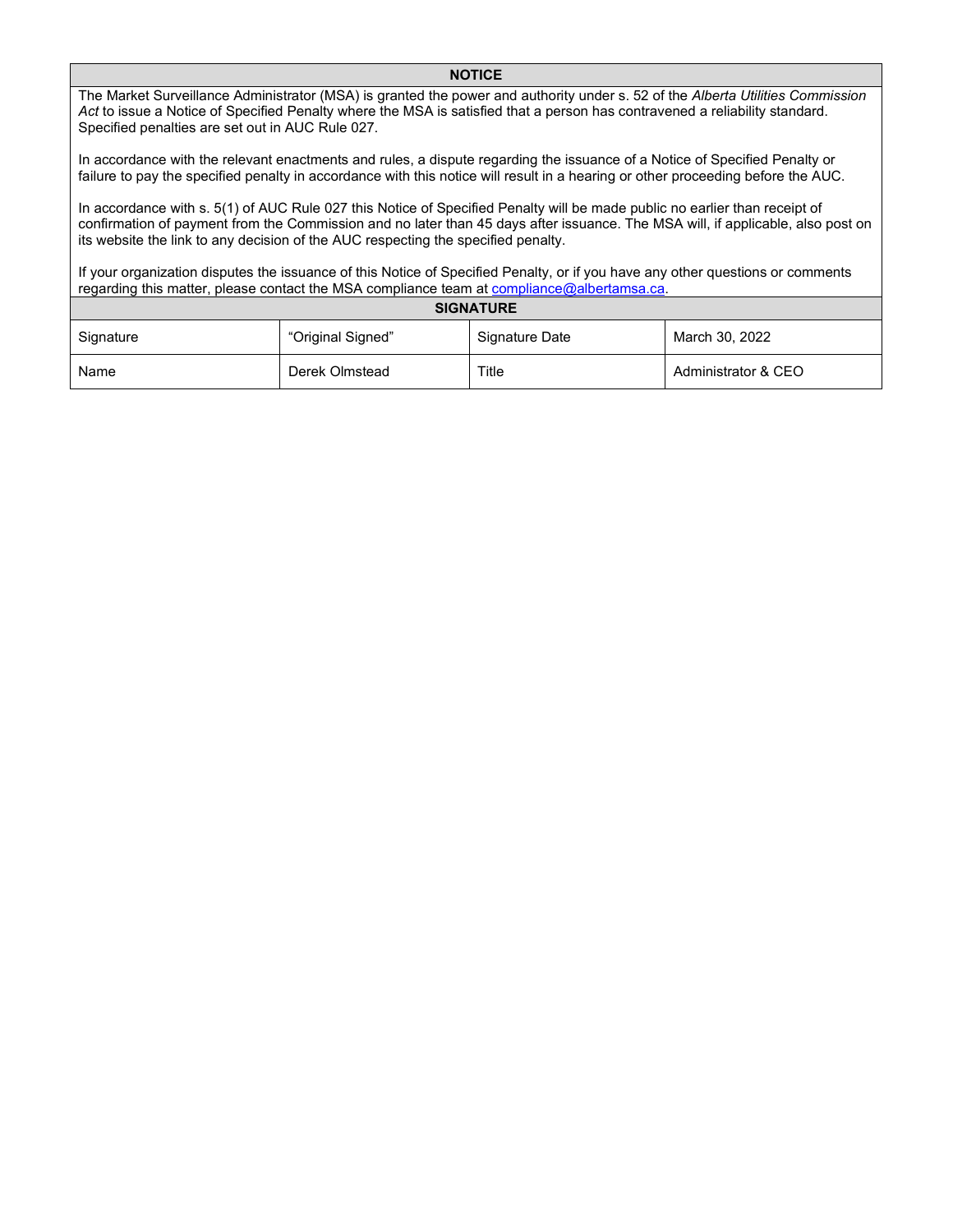| NOTICE | | | |
|---|---|---|---|
| The Market Surveillance Administrator (MSA) is granted the power and authority under s. 52 of the *Alberta Utilities Commission Act* to issue a Notice of Specified Penalty where the MSA is satisfied that a person has contravened a reliability standard. Specified penalties are set out in AUC Rule 027.<br><br>In accordance with the relevant enactments and rules, a dispute regarding the issuance of a Notice of Specified Penalty or failure to pay the specified penalty in accordance with this notice will result in a hearing or other proceeding before the AUC.<br><br>In accordance with s. 5(1) of AUC Rule 027 this Notice of Specified Penalty will be made public no earlier than receipt of confirmation of payment from the Commission and no later than 45 days after issuance. The MSA will, if applicable, also post on its website the link to any decision of the AUC respecting the specified penalty.<br><br>If your organization disputes the issuance of this Notice of Specified Penalty, or if you have any other questions or comments regarding this matter, please contact the MSA compliance team at compliance@albertamsa.ca. | | | |
| **SIGNATURE** | | | |
| Signature | "Original Signed" | Signature Date | March 30, 2022 |
| Name | Derek Olmstead | Title | Administrator & CEO |